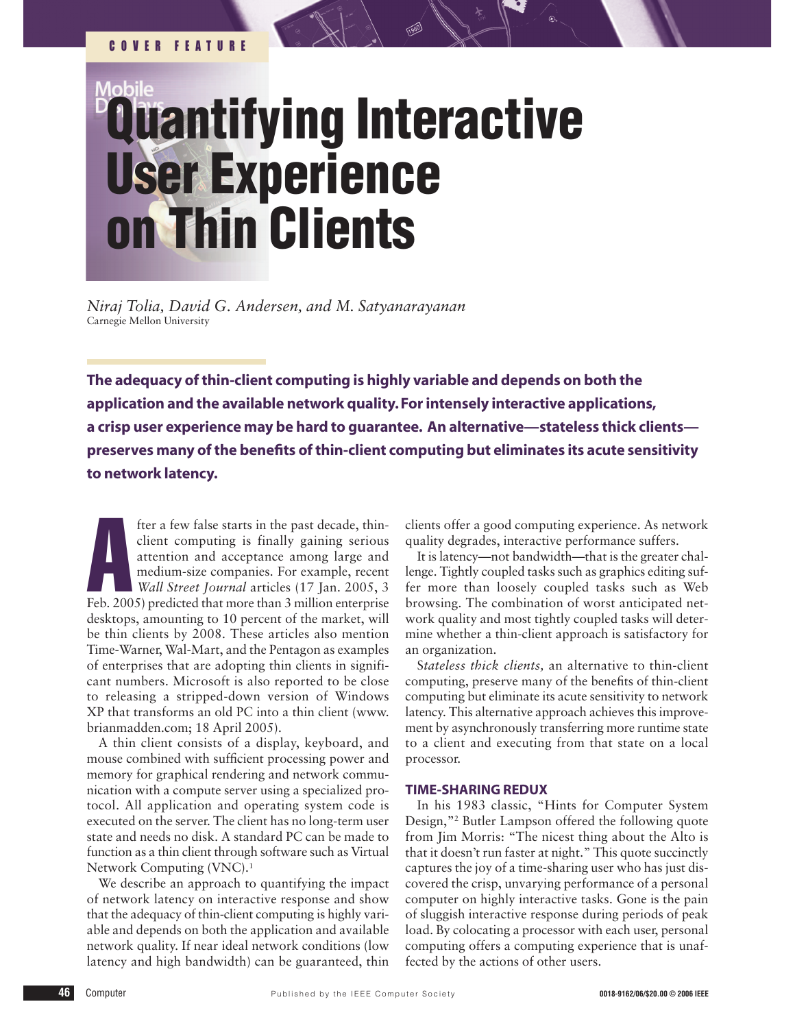COVER FEATURE

# Quantifying Interactive User Experience on Thin Clients

*Niraj Tolia, David G. Andersen, and M. Satyanarayanan*
Carnegie Mellon University

**The adequacy of thin-client computing is highly variable and depends on both the application and the available network quality. For intensely interactive applications, a crisp user experience may be hard to guarantee. An alternative—stateless thick clients—preserves many of the benefits of thin-client computing but eliminates its acute sensitivity to network latency.**

After a few false starts in the past decade, thin-client computing is finally gaining serious attention and acceptance among large and medium-size companies. For example, recent *Wall Street Journal* articles (17 Jan. 2005, 3 Feb. 2005) predicted that more than 3 million enterprise desktops, amounting to 10 percent of the market, will be thin clients by 2008. These articles also mention Time-Warner, Wal-Mart, and the Pentagon as examples of enterprises that are adopting thin clients in significant numbers. Microsoft is also reported to be close to releasing a stripped-down version of Windows XP that transforms an old PC into a thin client (www.brianmadden.com; 18 April 2005).

A thin client consists of a display, keyboard, and mouse combined with sufficient processing power and memory for graphical rendering and network communication with a compute server using a specialized protocol. All application and operating system code is executed on the server. The client has no long-term user state and needs no disk. A standard PC can be made to function as a thin client through software such as Virtual Network Computing (VNC).[1]

We describe an approach to quantifying the impact of network latency on interactive response and show that the adequacy of thin-client computing is highly variable and depends on both the application and available network quality. If near ideal network conditions (low latency and high bandwidth) can be guaranteed, thin clients offer a good computing experience. As network quality degrades, interactive performance suffers.

It is latency—not bandwidth—that is the greater challenge. Tightly coupled tasks such as graphics editing suffer more than loosely coupled tasks such as Web browsing. The combination of worst anticipated network quality and most tightly coupled tasks will determine whether a thin-client approach is satisfactory for an organization.

*Stateless thick clients,* an alternative to thin-client computing, preserve many of the benefits of thin-client computing but eliminate its acute sensitivity to network latency. This alternative approach achieves this improvement by asynchronously transferring more runtime state to a client and executing from that state on a local processor.

## TIME-SHARING REDUX

In his 1983 classic, "Hints for Computer System Design,"[2] Butler Lampson offered the following quote from Jim Morris: "The nicest thing about the Alto is that it doesn't run faster at night." This quote succinctly captures the joy of a time-sharing user who has just discovered the crisp, unvarying performance of a personal computer on highly interactive tasks. Gone is the pain of sluggish interactive response during periods of peak load. By colocating a processor with each user, personal computing offers a computing experience that is unaffected by the actions of other users.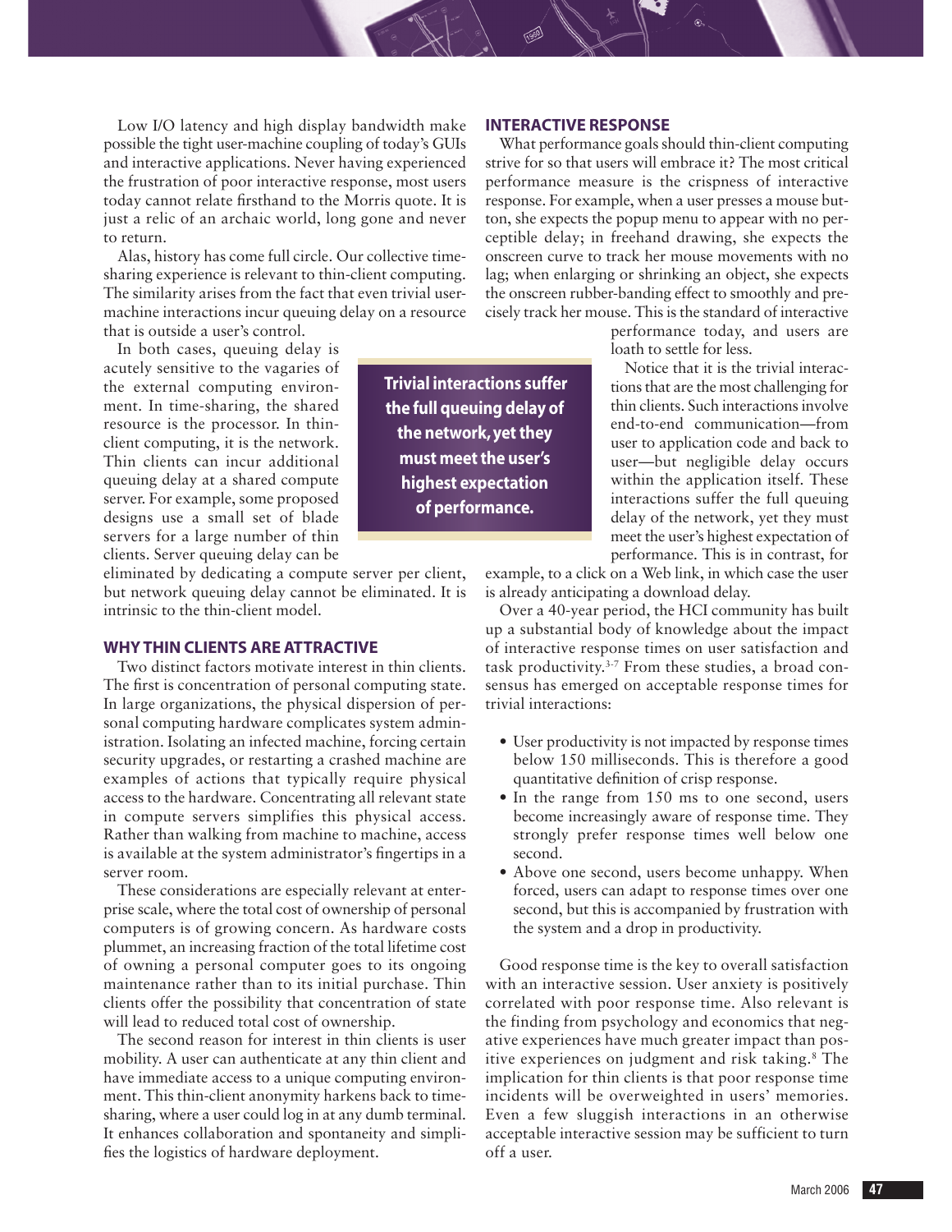Low I/O latency and high display bandwidth make possible the tight user-machine coupling of today's GUIs and interactive applications. Never having experienced the frustration of poor interactive response, most users today cannot relate firsthand to the Morris quote. It is just a relic of an archaic world, long gone and never to return.

Alas, history has come full circle. Our collective time-sharing experience is relevant to thin-client computing. The similarity arises from the fact that even trivial user-machine interactions incur queuing delay on a resource that is outside a user's control.

In both cases, queuing delay is acutely sensitive to the vagaries of the external computing environment. In time-sharing, the shared resource is the processor. In thin-client computing, it is the network. Thin clients can incur additional queuing delay at a shared compute server. For example, some proposed designs use a small set of blade servers for a large number of thin clients. Server queuing delay can be eliminated by dedicating a compute server per client, but network queuing delay cannot be eliminated. It is intrinsic to the thin-client model.

## WHY THIN CLIENTS ARE ATTRACTIVE

Two distinct factors motivate interest in thin clients. The first is concentration of personal computing state. In large organizations, the physical dispersion of personal computing hardware complicates system administration. Isolating an infected machine, forcing certain security upgrades, or restarting a crashed machine are examples of actions that typically require physical access to the hardware. Concentrating all relevant state in compute servers simplifies this physical access. Rather than walking from machine to machine, access is available at the system administrator's fingertips in a server room.

These considerations are especially relevant at enterprise scale, where the total cost of ownership of personal computers is of growing concern. As hardware costs plummet, an increasing fraction of the total lifetime cost of owning a personal computer goes to its ongoing maintenance rather than to its initial purchase. Thin clients offer the possibility that concentration of state will lead to reduced total cost of ownership.

The second reason for interest in thin clients is user mobility. A user can authenticate at any thin client and have immediate access to a unique computing environment. This thin-client anonymity harkens back to time-sharing, where a user could log in at any dumb terminal. It enhances collaboration and spontaneity and simplifies the logistics of hardware deployment.

## INTERACTIVE RESPONSE

What performance goals should thin-client computing strive for so that users will embrace it? The most critical performance measure is the crispness of interactive response. For example, when a user presses a mouse button, she expects the popup menu to appear with no perceptible delay; in freehand drawing, she expects the onscreen curve to track her mouse movements with no lag; when enlarging or shrinking an object, she expects the onscreen rubber-banding effect to smoothly and precisely track her mouse. This is the standard of interactive performance today, and users are loath to settle for less.

> **Trivial interactions suffer the full queuing delay of the network, yet they must meet the user's highest expectation of performance.**

Notice that it is the trivial interactions that are the most challenging for thin clients. Such interactions involve end-to-end communication—from user to application code and back to user—but negligible delay occurs within the application itself. These interactions suffer the full queuing delay of the network, yet they must meet the user's highest expectation of performance. This is in contrast, for example, to a click on a Web link, in which case the user is already anticipating a download delay.

Over a 40-year period, the HCI community has built up a substantial body of knowledge about the impact of interactive response times on user satisfaction and task productivity.[3-7] From these studies, a broad consensus has emerged on acceptable response times for trivial interactions:

- User productivity is not impacted by response times below 150 milliseconds. This is therefore a good quantitative definition of crisp response.
- In the range from 150 ms to one second, users become increasingly aware of response time. They strongly prefer response times well below one second.
- Above one second, users become unhappy. When forced, users can adapt to response times over one second, but this is accompanied by frustration with the system and a drop in productivity.

Good response time is the key to overall satisfaction with an interactive session. User anxiety is positively correlated with poor response time. Also relevant is the finding from psychology and economics that negative experiences have much greater impact than positive experiences on judgment and risk taking.[8] The implication for thin clients is that poor response time incidents will be overweighted in users' memories. Even a few sluggish interactions in an otherwise acceptable interactive session may be sufficient to turn off a user.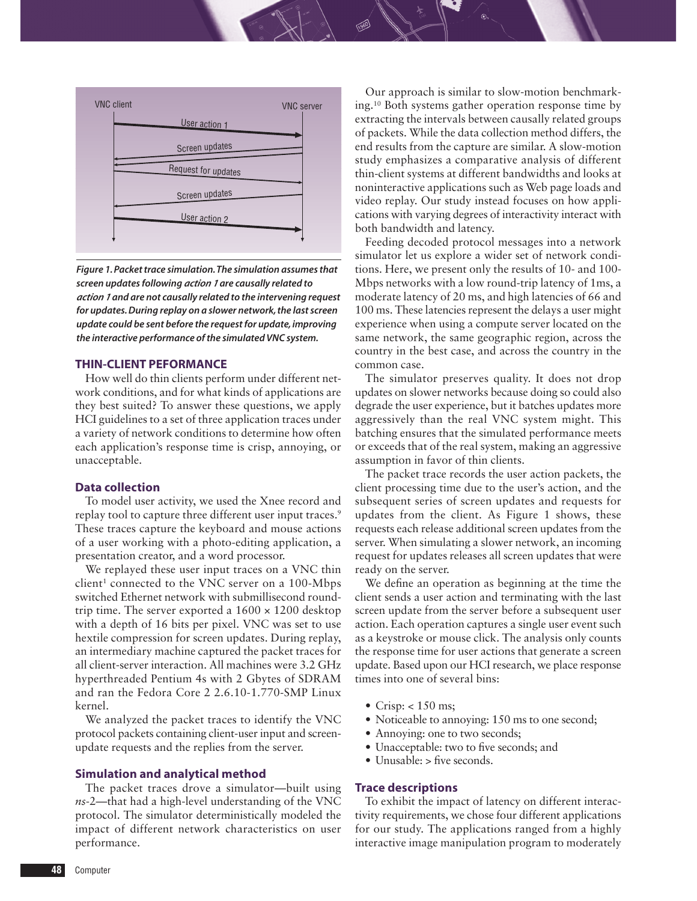VNC client

VNC server

User action 1

Screen updates

Request for updates

Screen updates

User action 2

**Figure 1. Packet trace simulation. The simulation assumes that screen updates following *action 1* are causally related to *action 1* and are not causally related to the intervening request for updates. During replay on a slower network, the last screen update could be sent before the request for update, improving the interactive performance of the simulated VNC system.**

## THIN-CLIENT PEFORMANCE

How well do thin clients perform under different network conditions, and for what kinds of applications are they best suited? To answer these questions, we apply HCI guidelines to a set of three application traces under a variety of network conditions to determine how often each application's response time is crisp, annoying, or unacceptable.

### Data collection

To model user activity, we used the Xnee record and replay tool to capture three different user input traces.[9] These traces capture the keyboard and mouse actions of a user working with a photo-editing application, a presentation creator, and a word processor.

We replayed these user input traces on a VNC thin client[1] connected to the VNC server on a 100-Mbps switched Ethernet network with submillisecond round-trip time. The server exported a 1600 × 1200 desktop with a depth of 16 bits per pixel. VNC was set to use hextile compression for screen updates. During replay, an intermediary machine captured the packet traces for all client-server interaction. All machines were 3.2 GHz hyperthreaded Pentium 4s with 2 Gbytes of SDRAM and ran the Fedora Core 2 2.6.10-1.770-SMP Linux kernel.

We analyzed the packet traces to identify the VNC protocol packets containing client-user input and screen-update requests and the replies from the server.

### Simulation and analytical method

The packet traces drove a simulator—built using *ns*-2—that had a high-level understanding of the VNC protocol. The simulator deterministically modeled the impact of different network characteristics on user performance.

Our approach is similar to slow-motion benchmarking.[10] Both systems gather operation response time by extracting the intervals between causally related groups of packets. While the data collection method differs, the end results from the capture are similar. A slow-motion study emphasizes a comparative analysis of different thin-client systems at different bandwidths and looks at noninteractive applications such as Web page loads and video replay. Our study instead focuses on how applications with varying degrees of interactivity interact with both bandwidth and latency.

Feeding decoded protocol messages into a network simulator let us explore a wider set of network conditions. Here, we present only the results of 10- and 100-Mbps networks with a low round-trip latency of 1ms, a moderate latency of 20 ms, and high latencies of 66 and 100 ms. These latencies represent the delays a user might experience when using a compute server located on the same network, the same geographic region, across the country in the best case, and across the country in the common case.

The simulator preserves quality. It does not drop updates on slower networks because doing so could also degrade the user experience, but it batches updates more aggressively than the real VNC system might. This batching ensures that the simulated performance meets or exceeds that of the real system, making an aggressive assumption in favor of thin clients.

The packet trace records the user action packets, the client processing time due to the user's action, and the subsequent series of screen updates and requests for updates from the client. As Figure 1 shows, these requests each release additional screen updates from the server. When simulating a slower network, an incoming request for updates releases all screen updates that were ready on the server.

We define an operation as beginning at the time the client sends a user action and terminating with the last screen update from the server before a subsequent user action. Each operation captures a single user event such as a keystroke or mouse click. The analysis only counts the response time for user actions that generate a screen update. Based upon our HCI research, we place response times into one of several bins:

- Crisp: < 150 ms;
- Noticeable to annoying: 150 ms to one second;
- Annoying: one to two seconds;
- Unacceptable: two to five seconds; and
- Unusable: > five seconds.

### Trace descriptions

To exhibit the impact of latency on different interactivity requirements, we chose four different applications for our study. The applications ranged from a highly interactive image manipulation program to moderately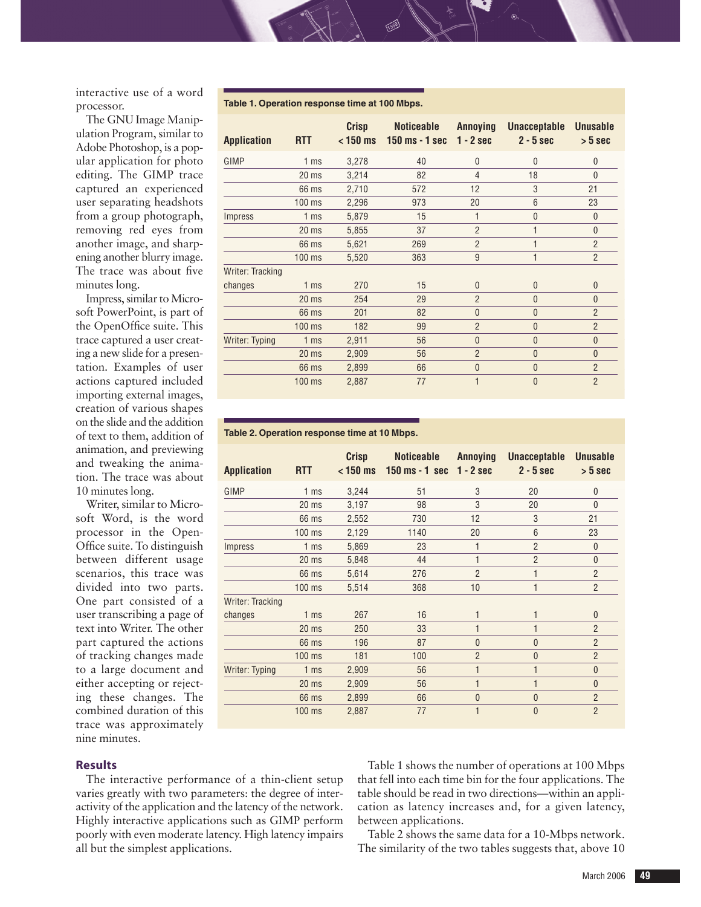interactive use of a word processor.

The GNU Image Manipulation Program, similar to Adobe Photoshop, is a popular application for photo editing. The GIMP trace captured an experienced user separating headshots from a group photograph, removing red eyes from another image, and sharpening another blurry image. The trace was about five minutes long.

Impress, similar to Microsoft PowerPoint, is part of the OpenOffice suite. This trace captured a user creating a new slide for a presentation. Examples of user actions captured included importing external images, creation of various shapes on the slide and the addition of text to them, addition of animation, and previewing and tweaking the animation. The trace was about 10 minutes long.

Writer, similar to Microsoft Word, is the word processor in the OpenOffice suite. To distinguish between different usage scenarios, this trace was divided into two parts. One part consisted of a user transcribing a page of text into Writer. The other part captured the actions of tracking changes made to a large document and either accepting or rejecting these changes. The combined duration of this trace was approximately nine minutes.

**Table 1. Operation response time at 100 Mbps.**

| Application | RTT | Crisp < 150 ms | Noticeable 150 ms - 1 sec | Annoying 1 - 2 sec | Unacceptable 2 - 5 sec | Unusable > 5 sec |
|---|---|---|---|---|---|---|
| GIMP | 1 ms | 3,278 | 40 | 0 | 0 | 0 |
| | 20 ms | 3,214 | 82 | 4 | 18 | 0 |
| | 66 ms | 2,710 | 572 | 12 | 3 | 21 |
| | 100 ms | 2,296 | 973 | 20 | 6 | 23 |
| Impress | 1 ms | 5,879 | 15 | 1 | 0 | 0 |
| | 20 ms | 5,855 | 37 | 2 | 1 | 0 |
| | 66 ms | 5,621 | 269 | 2 | 1 | 2 |
| | 100 ms | 5,520 | 363 | 9 | 1 | 2 |
| Writer: Tracking changes | 1 ms | 270 | 15 | 0 | 0 | 0 |
| | 20 ms | 254 | 29 | 2 | 0 | 0 |
| | 66 ms | 201 | 82 | 0 | 0 | 2 |
| | 100 ms | 182 | 99 | 2 | 0 | 2 |
| Writer: Typing | 1 ms | 2,911 | 56 | 0 | 0 | 0 |
| | 20 ms | 2,909 | 56 | 2 | 0 | 0 |
| | 66 ms | 2,899 | 66 | 0 | 0 | 2 |
| | 100 ms | 2,887 | 77 | 1 | 0 | 2 |

**Table 2. Operation response time at 10 Mbps.**

| Application | RTT | Crisp < 150 ms | Noticeable 150 ms - 1 sec | Annoying 1 - 2 sec | Unacceptable 2 - 5 sec | Unusable > 5 sec |
|---|---|---|---|---|---|---|
| GIMP | 1 ms | 3,244 | 51 | 3 | 20 | 0 |
| | 20 ms | 3,197 | 98 | 3 | 20 | 0 |
| | 66 ms | 2,552 | 730 | 12 | 3 | 21 |
| | 100 ms | 2,129 | 1140 | 20 | 6 | 23 |
| Impress | 1 ms | 5,869 | 23 | 1 | 2 | 0 |
| | 20 ms | 5,848 | 44 | 1 | 2 | 0 |
| | 66 ms | 5,614 | 276 | 2 | 1 | 2 |
| | 100 ms | 5,514 | 368 | 10 | 1 | 2 |
| Writer: Tracking changes | 1 ms | 267 | 16 | 1 | 1 | 0 |
| | 20 ms | 250 | 33 | 1 | 1 | 2 |
| | 66 ms | 196 | 87 | 0 | 0 | 2 |
| | 100 ms | 181 | 100 | 2 | 0 | 2 |
| Writer: Typing | 1 ms | 2,909 | 56 | 1 | 1 | 0 |
| | 20 ms | 2,909 | 56 | 1 | 1 | 0 |
| | 66 ms | 2,899 | 66 | 0 | 0 | 2 |
| | 100 ms | 2,887 | 77 | 1 | 0 | 2 |

## Results

The interactive performance of a thin-client setup varies greatly with two parameters: the degree of interactivity of the application and the latency of the network. Highly interactive applications such as GIMP perform poorly with even moderate latency. High latency impairs all but the simplest applications.

Table 1 shows the number of operations at 100 Mbps that fell into each time bin for the four applications. The table should be read in two directions—within an application as latency increases and, for a given latency, between applications.

Table 2 shows the same data for a 10-Mbps network. The similarity of the two tables suggests that, above 10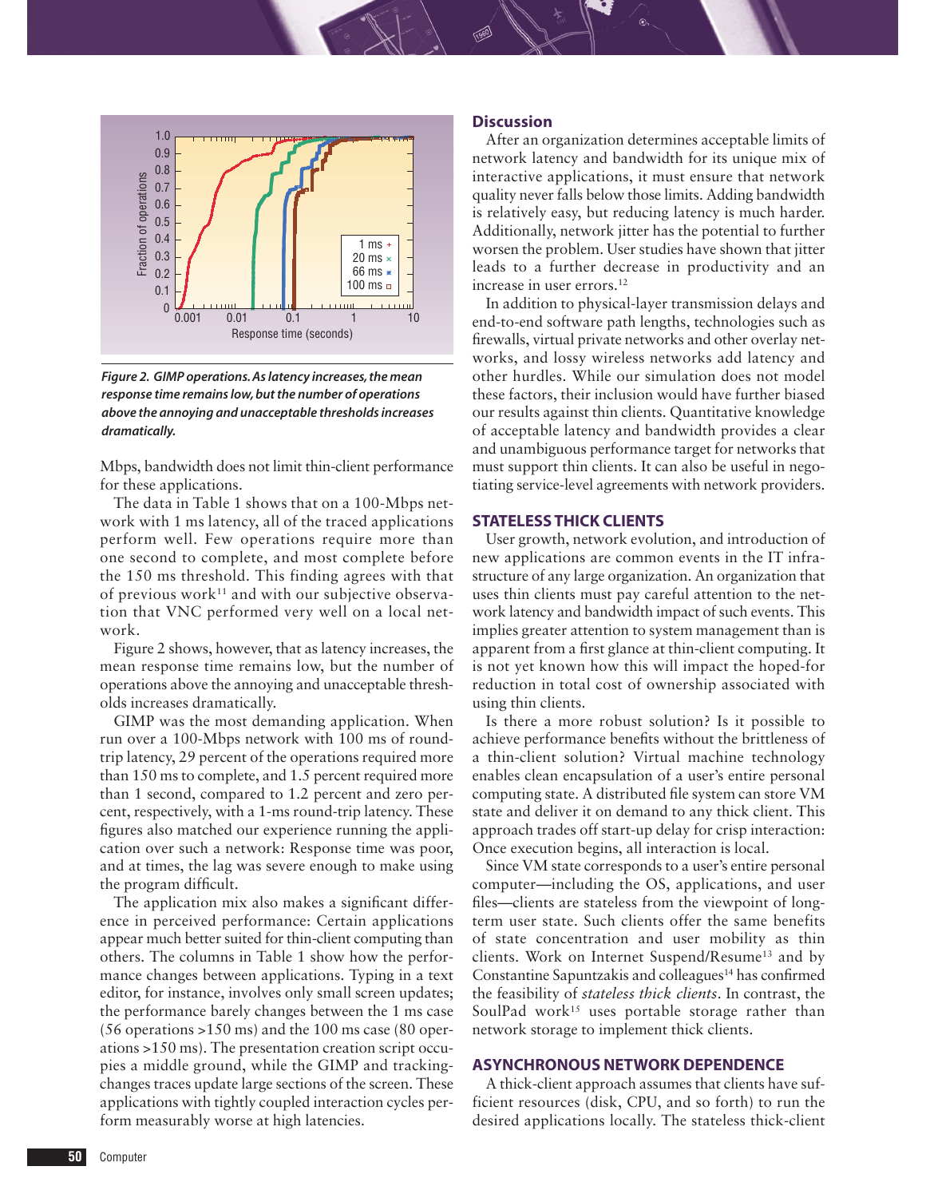1.0
0.9
0.8
0.7
0.6
0.5
0.4
0.3
0.2
0.1
0

Fraction of operations

0.001
0.01
0.1
1
10

Response time (seconds)

1 ms
20 ms
66 ms
100 ms

*Figure 2. GIMP operations. As latency increases, the mean response time remains low, but the number of operations above the annoying and unacceptable thresholds increases dramatically.*

Mbps, bandwidth does not limit thin-client performance for these applications.

The data in Table 1 shows that on a 100-Mbps network with 1 ms latency, all of the traced applications perform well. Few operations require more than one second to complete, and most complete before the 150 ms threshold. This finding agrees with that of previous work[11] and with our subjective observation that VNC performed very well on a local network.

Figure 2 shows, however, that as latency increases, the mean response time remains low, but the number of operations above the annoying and unacceptable thresholds increases dramatically.

GIMP was the most demanding application. When run over a 100-Mbps network with 100 ms of round-trip latency, 29 percent of the operations required more than 150 ms to complete, and 1.5 percent required more than 1 second, compared to 1.2 percent and zero percent, respectively, with a 1-ms round-trip latency. These figures also matched our experience running the application over such a network: Response time was poor, and at times, the lag was severe enough to make using the program difficult.

The application mix also makes a significant difference in perceived performance: Certain applications appear much better suited for thin-client computing than others. The columns in Table 1 show how the performance changes between applications. Typing in a text editor, for instance, involves only small screen updates; the performance barely changes between the 1 ms case (56 operations >150 ms) and the 100 ms case (80 operations >150 ms). The presentation creation script occupies a middle ground, while the GIMP and tracking-changes traces update large sections of the screen. These applications with tightly coupled interaction cycles perform measurably worse at high latencies.

## Discussion

After an organization determines acceptable limits of network latency and bandwidth for its unique mix of interactive applications, it must ensure that network quality never falls below those limits. Adding bandwidth is relatively easy, but reducing latency is much harder. Additionally, network jitter has the potential to further worsen the problem. User studies have shown that jitter leads to a further decrease in productivity and an increase in user errors.[12]

In addition to physical-layer transmission delays and end-to-end software path lengths, technologies such as firewalls, virtual private networks and other overlay networks, and lossy wireless networks add latency and other hurdles. While our simulation does not model these factors, their inclusion would have further biased our results against thin clients. Quantitative knowledge of acceptable latency and bandwidth provides a clear and unambiguous performance target for networks that must support thin clients. It can also be useful in negotiating service-level agreements with network providers.

## STATELESS THICK CLIENTS

User growth, network evolution, and introduction of new applications are common events in the IT infrastructure of any large organization. An organization that uses thin clients must pay careful attention to the network latency and bandwidth impact of such events. This implies greater attention to system management than is apparent from a first glance at thin-client computing. It is not yet known how this will impact the hoped-for reduction in total cost of ownership associated with using thin clients.

Is there a more robust solution? Is it possible to achieve performance benefits without the brittleness of a thin-client solution? Virtual machine technology enables clean encapsulation of a user's entire personal computing state. A distributed file system can store VM state and deliver it on demand to any thick client. This approach trades off start-up delay for crisp interaction: Once execution begins, all interaction is local.

Since VM state corresponds to a user's entire personal computer—including the OS, applications, and user files—clients are stateless from the viewpoint of long-term user state. Such clients offer the same benefits of state concentration and user mobility as thin clients. Work on Internet Suspend/Resume[13] and by Constantine Sapuntzakis and colleagues[14] has confirmed the feasibility of *stateless thick clients*. In contrast, the SoulPad work[15] uses portable storage rather than network storage to implement thick clients.

## ASYNCHRONOUS NETWORK DEPENDENCE

A thick-client approach assumes that clients have sufficient resources (disk, CPU, and so forth) to run the desired applications locally. The stateless thick-client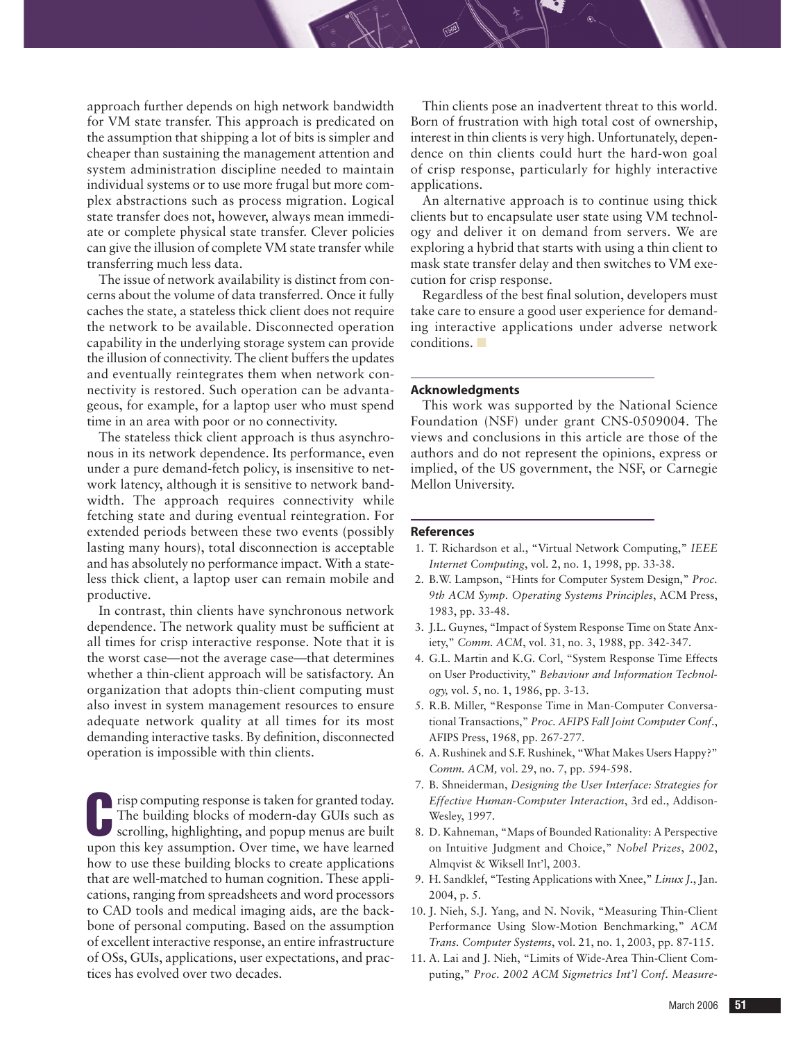approach further depends on high network bandwidth for VM state transfer. This approach is predicated on the assumption that shipping a lot of bits is simpler and cheaper than sustaining the management attention and system administration discipline needed to maintain individual systems or to use more frugal but more complex abstractions such as process migration. Logical state transfer does not, however, always mean immediate or complete physical state transfer. Clever policies can give the illusion of complete VM state transfer while transferring much less data.

The issue of network availability is distinct from concerns about the volume of data transferred. Once it fully caches the state, a stateless thick client does not require the network to be available. Disconnected operation capability in the underlying storage system can provide the illusion of connectivity. The client buffers the updates and eventually reintegrates them when network connectivity is restored. Such operation can be advantageous, for example, for a laptop user who must spend time in an area with poor or no connectivity.

The stateless thick client approach is thus asynchronous in its network dependence. Its performance, even under a pure demand-fetch policy, is insensitive to network latency, although it is sensitive to network bandwidth. The approach requires connectivity while fetching state and during eventual reintegration. For extended periods between these two events (possibly lasting many hours), total disconnection is acceptable and has absolutely no performance impact. With a stateless thick client, a laptop user can remain mobile and productive.

In contrast, thin clients have synchronous network dependence. The network quality must be sufficient at all times for crisp interactive response. Note that it is the worst case—not the average case—that determines whether a thin-client approach will be satisfactory. An organization that adopts thin-client computing must also invest in system management resources to ensure adequate network quality at all times for its most demanding interactive tasks. By definition, disconnected operation is impossible with thin clients.

Crisp computing response is taken for granted today. The building blocks of modern-day GUIs such as scrolling, highlighting, and popup menus are built upon this key assumption. Over time, we have learned how to use these building blocks to create applications that are well-matched to human cognition. These applications, ranging from spreadsheets and word processors to CAD tools and medical imaging aids, are the backbone of personal computing. Based on the assumption of excellent interactive response, an entire infrastructure of OSs, GUIs, applications, user expectations, and practices has evolved over two decades.

Thin clients pose an inadvertent threat to this world. Born of frustration with high total cost of ownership, interest in thin clients is very high. Unfortunately, dependence on thin clients could hurt the hard-won goal of crisp response, particularly for highly interactive applications.

An alternative approach is to continue using thick clients but to encapsulate user state using VM technology and deliver it on demand from servers. We are exploring a hybrid that starts with using a thin client to mask state transfer delay and then switches to VM execution for crisp response.

Regardless of the best final solution, developers must take care to ensure a good user experience for demanding interactive applications under adverse network conditions.

## Acknowledgments

This work was supported by the National Science Foundation (NSF) under grant CNS-0509004. The views and conclusions in this article are those of the authors and do not represent the opinions, express or implied, of the US government, the NSF, or Carnegie Mellon University.

## References

1. T. Richardson et al., "Virtual Network Computing," *IEEE Internet Computing*, vol. 2, no. 1, 1998, pp. 33-38.
2. B.W. Lampson, "Hints for Computer System Design," *Proc. 9th ACM Symp. Operating Systems Principles*, ACM Press, 1983, pp. 33-48.
3. J.L. Guynes, "Impact of System Response Time on State Anxiety," *Comm. ACM*, vol. 31, no. 3, 1988, pp. 342-347.
4. G.L. Martin and K.G. Corl, "System Response Time Effects on User Productivity," *Behaviour and Information Technology,* vol. 5, no. 1, 1986, pp. 3-13.
5. R.B. Miller, "Response Time in Man-Computer Conversational Transactions," *Proc. AFIPS Fall Joint Computer Conf.*, AFIPS Press, 1968, pp. 267-277.
6. A. Rushinek and S.F. Rushinek, "What Makes Users Happy?" *Comm. ACM,* vol. 29, no. 7, pp. 594-598.
7. B. Shneiderman, *Designing the User Interface: Strategies for Effective Human-Computer Interaction*, 3rd ed., Addison-Wesley, 1997.
8. D. Kahneman, "Maps of Bounded Rationality: A Perspective on Intuitive Judgment and Choice," *Nobel Prizes, 2002*, Almqvist & Wiksell Int'l, 2003.
9. H. Sandklef, "Testing Applications with Xnee," *Linux J.*, Jan. 2004, p. 5.
10. J. Nieh, S.J. Yang, and N. Novik, "Measuring Thin-Client Performance Using Slow-Motion Benchmarking," *ACM Trans. Computer Systems*, vol. 21, no. 1, 2003, pp. 87-115.
11. A. Lai and J. Nieh, "Limits of Wide-Area Thin-Client Computing," *Proc. 2002 ACM Sigmetrics Int'l Conf. Measure-*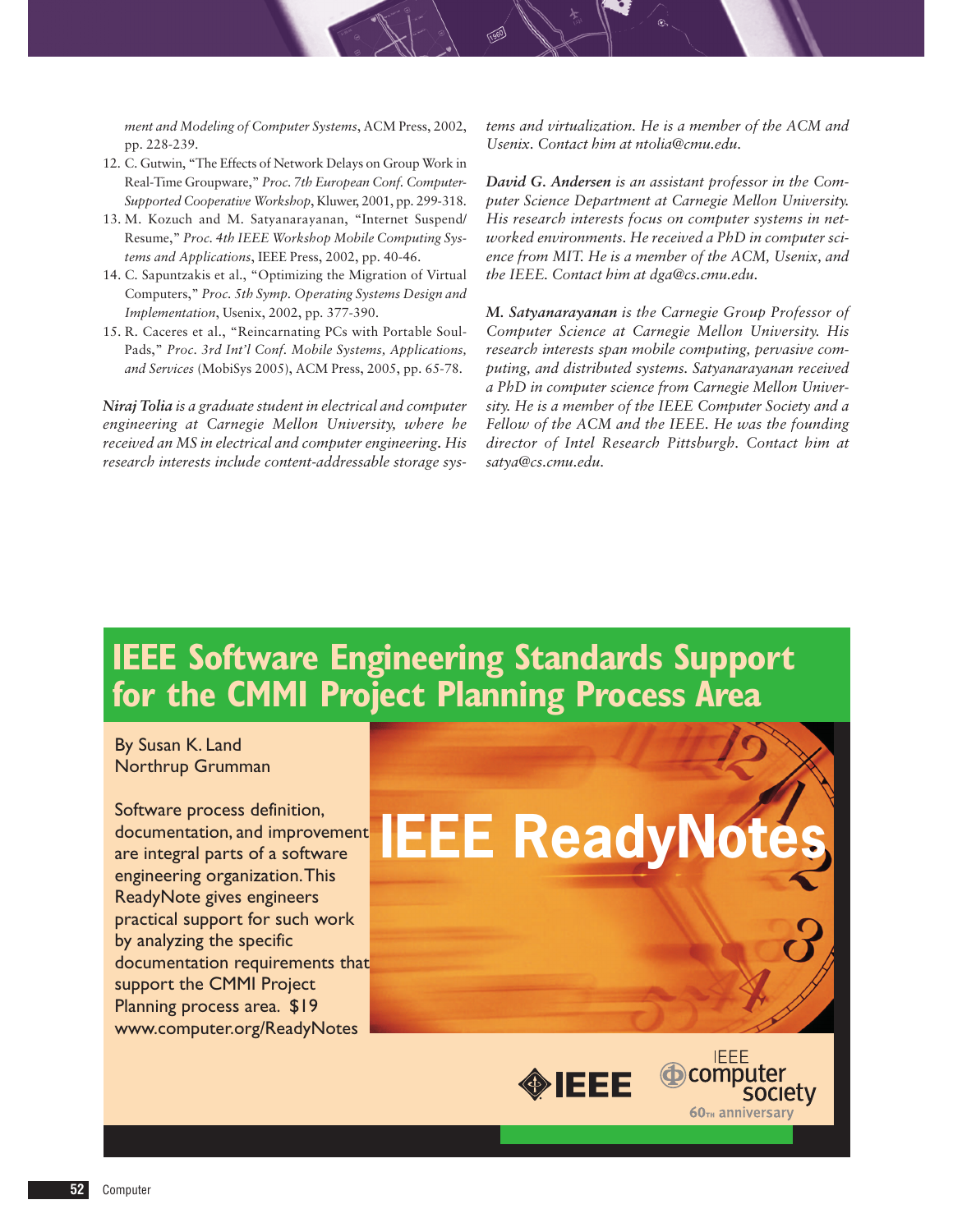ment and Modeling of Computer Systems*, ACM Press, 2002, pp. 228-239.

12. C. Gutwin, "The Effects of Network Delays on Group Work in Real-Time Groupware," *Proc. 7th European Conf. Computer-Supported Cooperative Workshop*, Kluwer, 2001, pp. 299-318.
13. M. Kozuch and M. Satyanarayanan, "Internet Suspend/Resume," *Proc. 4th IEEE Workshop Mobile Computing Systems and Applications*, IEEE Press, 2002, pp. 40-46.
14. C. Sapuntzakis et al., "Optimizing the Migration of Virtual Computers," *Proc. 5th Symp. Operating Systems Design and Implementation*, Usenix, 2002, pp. 377-390.
15. R. Caceres et al., "Reincarnating PCs with Portable SoulPads," *Proc. 3rd Int'l Conf. Mobile Systems, Applications, and Services* (MobiSys 2005), ACM Press, 2005, pp. 65-78.

***Niraj Tolia** is a graduate student in electrical and computer engineering at Carnegie Mellon University, where he received an MS in electrical and computer engineering. His research interests include content-addressable storage systems and virtualization. He is a member of the ACM and Usenix. Contact him at ntolia@cmu.edu.*

***David G. Andersen** is an assistant professor in the Computer Science Department at Carnegie Mellon University. His research interests focus on computer systems in networked environments. He received a PhD in computer science from MIT. He is a member of the ACM, Usenix, and the IEEE. Contact him at dga@cs.cmu.edu.*

***M. Satyanarayanan** is the Carnegie Group Professor of Computer Science at Carnegie Mellon University. His research interests span mobile computing, pervasive computing, and distributed systems. Satyanarayanan received a PhD in computer science from Carnegie Mellon University. He is a member of the IEEE Computer Society and a Fellow of the ACM and the IEEE. He was the founding director of Intel Research Pittsburgh. Contact him at satya@cs.cmu.edu.*

# IEEE Software Engineering Standards Support for the CMMI Project Planning Process Area

By Susan K. Land
Northrup Grumman

Software process definition, documentation, and improvement are integral parts of a software engineering organization. This ReadyNote gives engineers practical support for such work by analyzing the specific documentation requirements that support the CMMI Project Planning process area. $19
www.computer.org/ReadyNotes

IEEE ReadyNotes

IEEE
IEEE computer society
60th anniversary